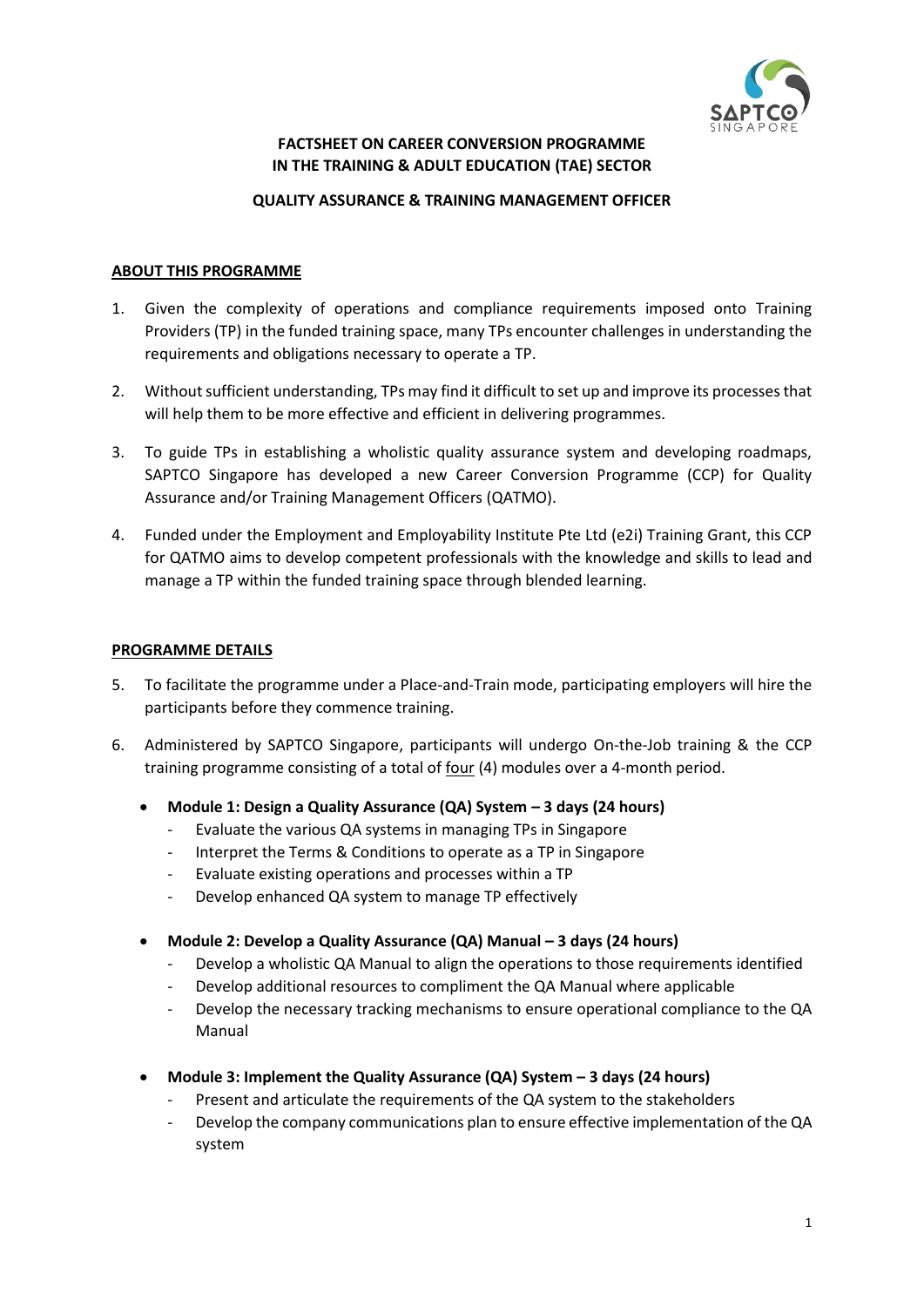**FACTSHEET ON CAREER CONVERSION PROGRAMME IN THE TRAINING & ADULT EDUCATION (TAE) SECTOR**

**QUALITY ASSURANCE & TRAINING MANAGEMENT OFFICER**

## ABOUT THIS PROGRAMME

1. Given the complexity of operations and compliance requirements imposed onto Training Providers (TP) in the funded training space, many TPs encounter challenges in understanding the requirements and obligations necessary to operate a TP.

2. Without sufficient understanding, TPs may find it difficult to set up and improve its processes that will help them to be more effective and efficient in delivering programmes.

3. To guide TPs in establishing a wholistic quality assurance system and developing roadmaps, SAPTCO Singapore has developed a new Career Conversion Programme (CCP) for Quality Assurance and/or Training Management Officers (QATMO).

4. Funded under the Employment and Employability Institute Pte Ltd (e2i) Training Grant, this CCP for QATMO aims to develop competent professionals with the knowledge and skills to lead and manage a TP within the funded training space through blended learning.

## PROGRAMME DETAILS

5. To facilitate the programme under a Place-and-Train mode, participating employers will hire the participants before they commence training.

6. Administered by SAPTCO Singapore, participants will undergo On-the-Job training & the CCP training programme consisting of a total of four (4) modules over a 4-month period.

   - **Module 1: Design a Quality Assurance (QA) System – 3 days (24 hours)**
     - Evaluate the various QA systems in managing TPs in Singapore
     - Interpret the Terms & Conditions to operate as a TP in Singapore
     - Evaluate existing operations and processes within a TP
     - Develop enhanced QA system to manage TP effectively

   - **Module 2: Develop a Quality Assurance (QA) Manual – 3 days (24 hours)**
     - Develop a wholistic QA Manual to align the operations to those requirements identified
     - Develop additional resources to compliment the QA Manual where applicable
     - Develop the necessary tracking mechanisms to ensure operational compliance to the QA Manual

   - **Module 3: Implement the Quality Assurance (QA) System – 3 days (24 hours)**
     - Present and articulate the requirements of the QA system to the stakeholders
     - Develop the company communications plan to ensure effective implementation of the QA system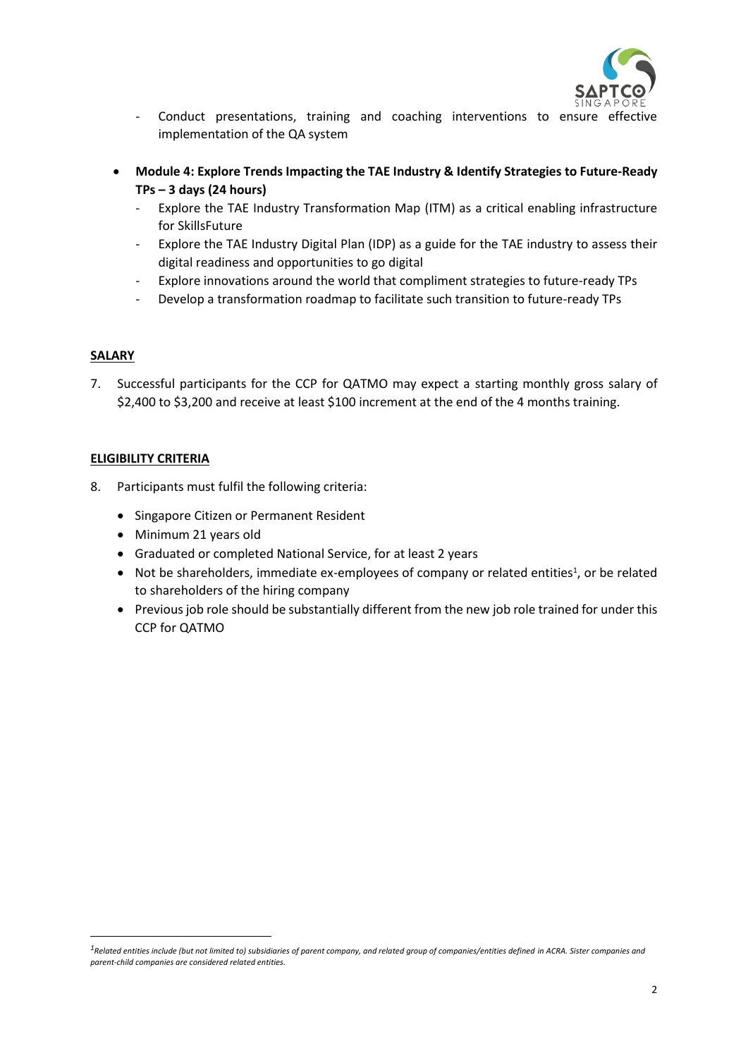- Conduct presentations, training and coaching interventions to ensure effective implementation of the QA system

- **Module 4: Explore Trends Impacting the TAE Industry & Identify Strategies to Future-Ready TPs – 3 days (24 hours)**
  - Explore the TAE Industry Transformation Map (ITM) as a critical enabling infrastructure for SkillsFuture
  - Explore the TAE Industry Digital Plan (IDP) as a guide for the TAE industry to assess their digital readiness and opportunities to go digital
  - Explore innovations around the world that compliment strategies to future-ready TPs
  - Develop a transformation roadmap to facilitate such transition to future-ready TPs

**SALARY**

7. Successful participants for the CCP for QATMO may expect a starting monthly gross salary of $2,400 to $3,200 and receive at least $100 increment at the end of the 4 months training.

**ELIGIBILITY CRITERIA**

8. Participants must fulfil the following criteria:

   - Singapore Citizen or Permanent Resident
   - Minimum 21 years old
   - Graduated or completed National Service, for at least 2 years
   - Not be shareholders, immediate ex-employees of company or related entities[1], or be related to shareholders of the hiring company
   - Previous job role should be substantially different from the new job role trained for under this CCP for QATMO

---

*[1]Related entities include (but not limited to) subsidiaries of parent company, and related group of companies/entities defined in ACRA. Sister companies and parent-child companies are considered related entities.*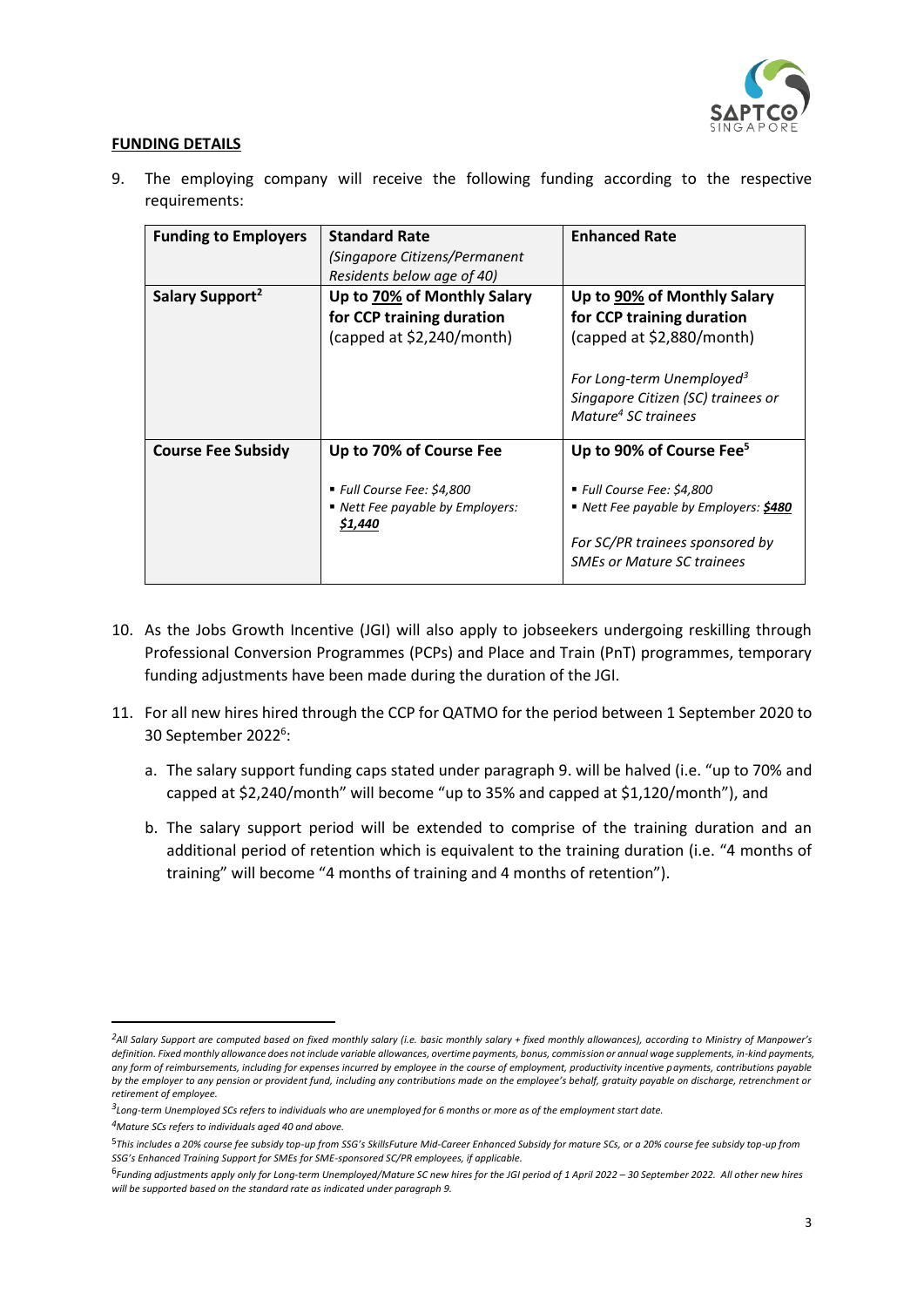**FUNDING DETAILS**

9. The employing company will receive the following funding according to the respective requirements:

| Funding to Employers | Standard Rate *(Singapore Citizens/Permanent Residents below age of 40)* | Enhanced Rate |
|---|---|---|
| **Salary Support**[2] | **Up to <u>70%</u> of Monthly Salary for CCP training duration** (capped at $2,240/month) | **Up to <u>90%</u> of Monthly Salary for CCP training duration** (capped at $2,880/month) *For Long-term Unemployed*[3] *Singapore Citizen (SC) trainees or Mature*[4] *SC trainees* |
| **Course Fee Subsidy** | **Up to 70% of Course Fee** ▪ *Full Course Fee: $4,800* ▪ *Nett Fee payable by Employers:* ***<u>$1,440</u>*** | **Up to 90% of Course Fee**[5] ▪ *Full Course Fee: $4,800* ▪ *Nett Fee payable by Employers:* ***<u>$480</u>*** *For SC/PR trainees sponsored by SMEs or Mature SC trainees* |

10. As the Jobs Growth Incentive (JGI) will also apply to jobseekers undergoing reskilling through Professional Conversion Programmes (PCPs) and Place and Train (PnT) programmes, temporary funding adjustments have been made during the duration of the JGI.

11. For all new hires hired through the CCP for QATMO for the period between 1 September 2020 to 30 September 2022[6]:

    a. The salary support funding caps stated under paragraph 9. will be halved (i.e. "up to 70% and capped at $2,240/month" will become "up to 35% and capped at $1,120/month"), and

    b. The salary support period will be extended to comprise of the training duration and an additional period of retention which is equivalent to the training duration (i.e. "4 months of training" will become "4 months of training and 4 months of retention").

---

[2] *All Salary Support are computed based on fixed monthly salary (i.e. basic monthly salary + fixed monthly allowances), according to Ministry of Manpower's definition. Fixed monthly allowance does not include variable allowances, overtime payments, bonus, commission or annual wage supplements, in-kind payments, any form of reimbursements, including for expenses incurred by employee in the course of employment, productivity incentive payments, contributions payable by the employer to any pension or provident fund, including any contributions made on the employee's behalf, gratuity payable on discharge, retrenchment or retirement of employee.*

[3] *Long-term Unemployed SCs refers to individuals who are unemployed for 6 months or more as of the employment start date.*

[4] *Mature SCs refers to individuals aged 40 and above.*

[5] *This includes a 20% course fee subsidy top-up from SSG's SkillsFuture Mid-Career Enhanced Subsidy for mature SCs, or a 20% course fee subsidy top-up from SSG's Enhanced Training Support for SMEs for SME-sponsored SC/PR employees, if applicable.*

[6] *Funding adjustments apply only for Long-term Unemployed/Mature SC new hires for the JGI period of 1 April 2022 – 30 September 2022. All other new hires will be supported based on the standard rate as indicated under paragraph 9.*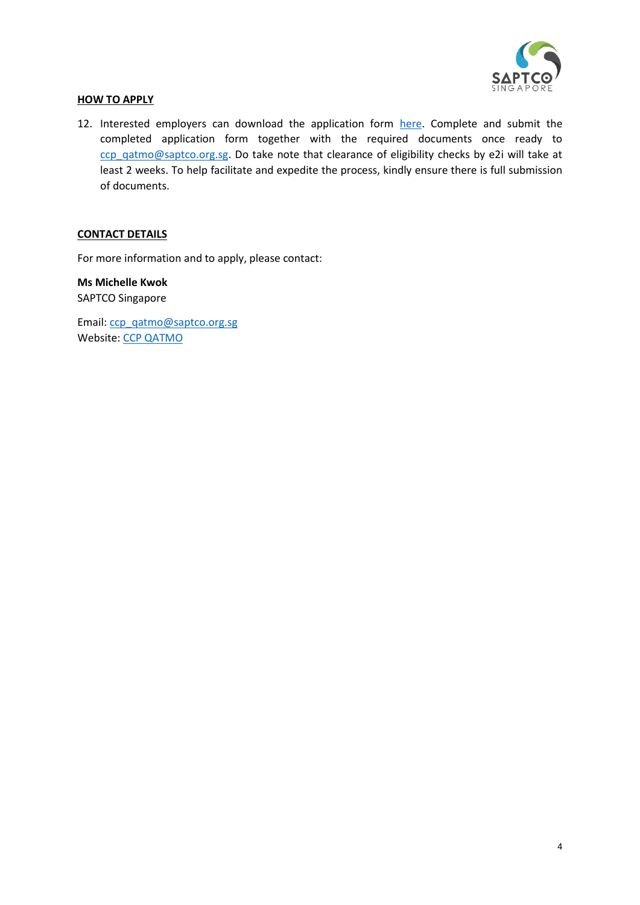## HOW TO APPLY

12. Interested employers can download the application form here. Complete and submit the completed application form together with the required documents once ready to ccp_qatmo@saptco.org.sg. Do take note that clearance of eligibility checks by e2i will take at least 2 weeks. To help facilitate and expedite the process, kindly ensure there is full submission of documents.

## CONTACT DETAILS

For more information and to apply, please contact:

**Ms Michelle Kwok**
SAPTCO Singapore

Email: ccp_qatmo@saptco.org.sg
Website: CCP QATMO